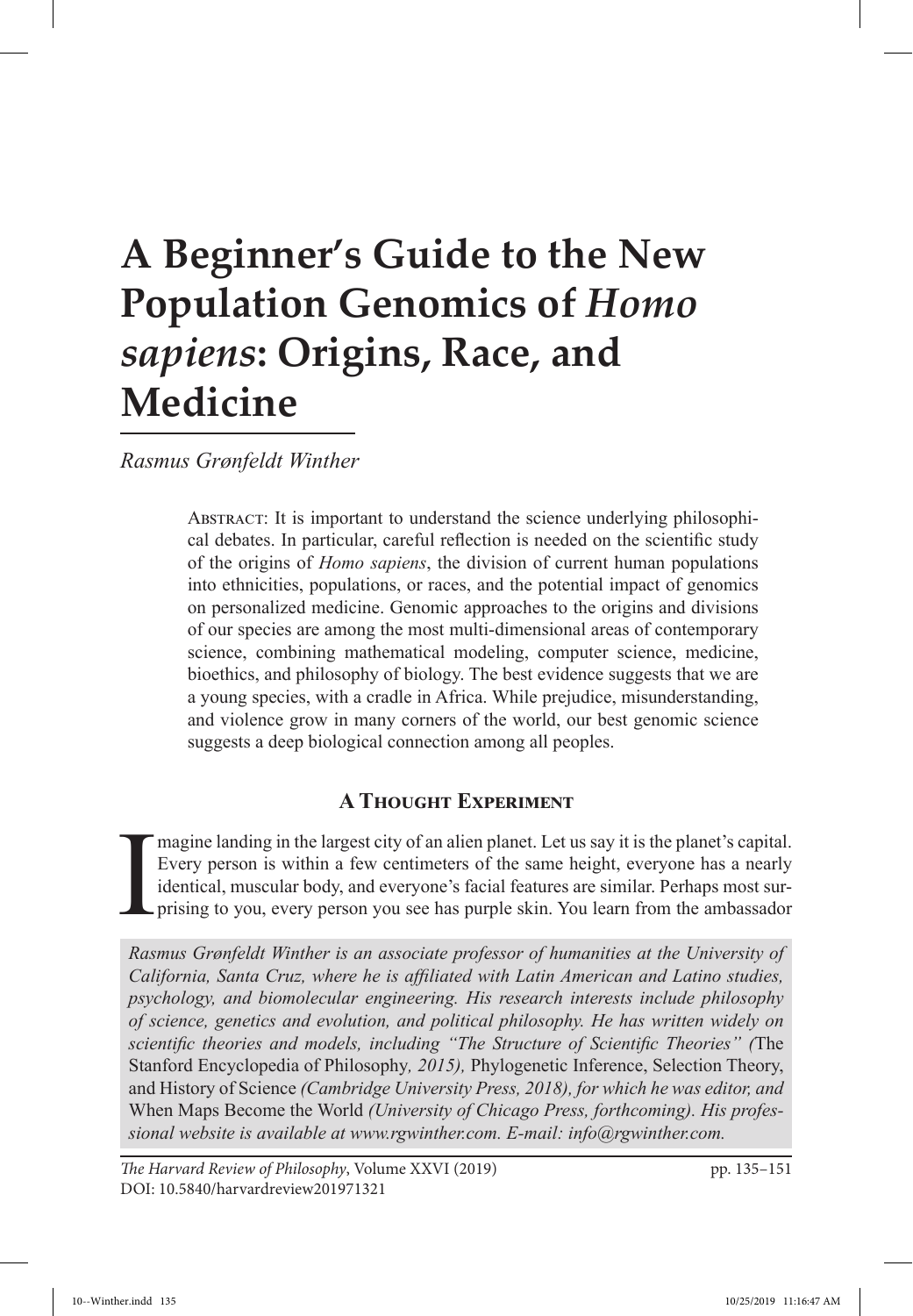# A Beginner's Guide to the New Population Genomics of *Homo sapiens*: Origins, Race, and Medicine

*Rasmus Grønfeldt Winther*

Abstract: It is important to understand the science underlying philosophical debates. In particular, careful reflection is needed on the scientific study of the origins of *Homo sapiens*, the division of current human populations into ethnicities, populations, or races, and the potential impact of genomics on personalized medicine. Genomic approaches to the origins and divisions of our species are among the most multi-dimensional areas of contemporary science, combining mathematical modeling, computer science, medicine, bioethics, and philosophy of biology. The best evidence suggests that we are a young species, with a cradle in Africa. While prejudice, misunderstanding, and violence grow in many corners of the world, our best genomic science suggests a deep biological connection among all peoples.

## A Thought Experiment

Imagine landing in the largest city of an alien planet. Let us say it is the planet's capital. Every person is within a few centimeters of the same height, everyone has a nearly identical, muscular body, and everyone's facial features are similar. Perhaps most surprising to you, every person you see has purple skin. You learn from the ambassador

*Rasmus Grønfeldt Winther is an associate professor of humanities at the University of California, Santa Cruz, where he is affiliated with Latin American and Latino studies, psychology, and biomolecular engineering. His research interests include philosophy of science, genetics and evolution, and political philosophy. He has written widely on scientific theories and models, including "The Structure of Scientific Theories" (*The Stanford Encyclopedia of Philosophy*, 2015),* Phylogenetic Inference, Selection Theory, and History of Science *(Cambridge University Press, 2018), for which he was editor, and* When Maps Become the World *(University of Chicago Press, forthcoming). His professional website is available at www.rgwinther.com. E-mail: info@rgwinther.com.*

*The Harvard Review of Philosophy*, Volume XXVI (2019)
DOI: 10.5840/harvardreview201971321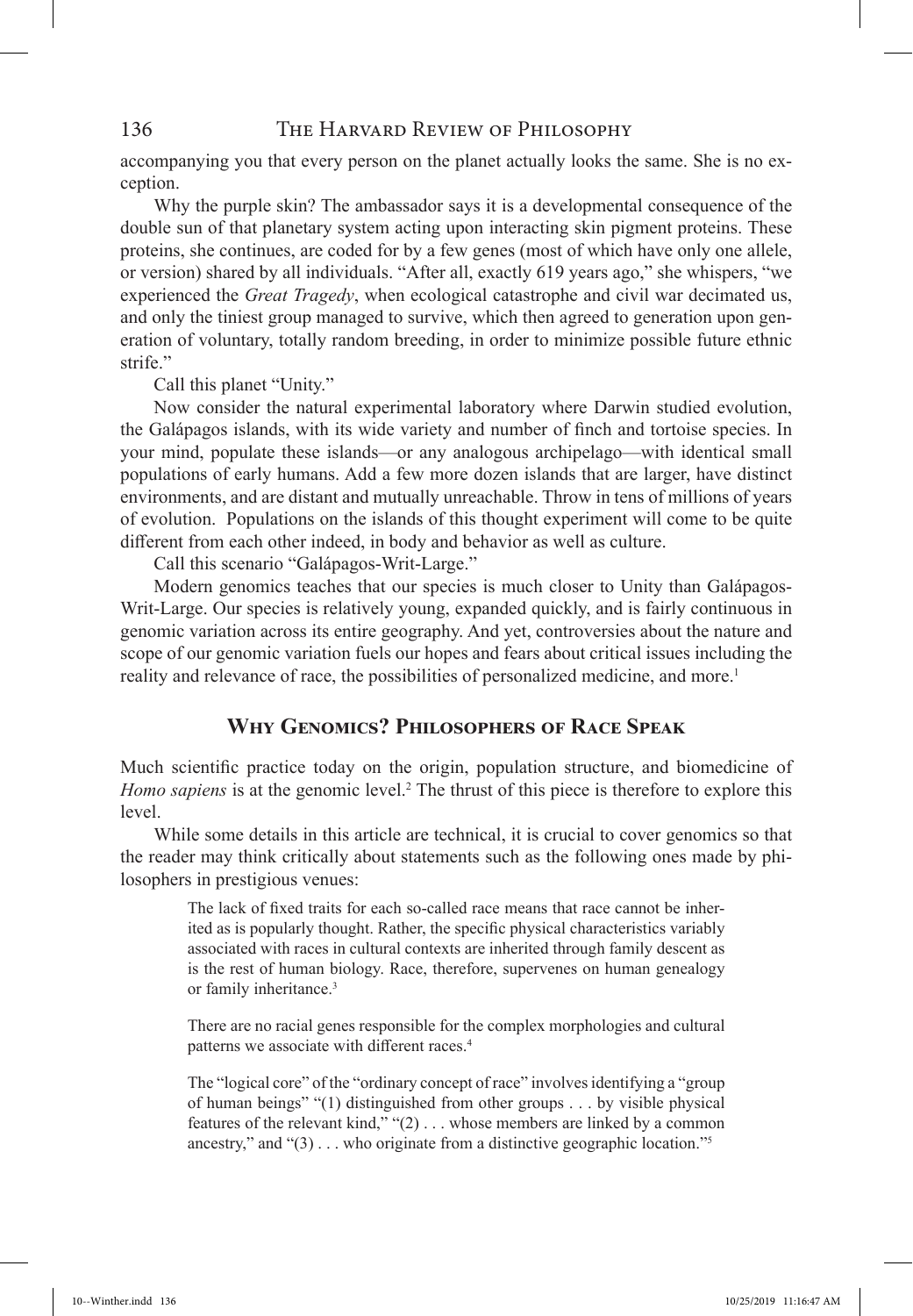accompanying you that every person on the planet actually looks the same. She is no exception.

Why the purple skin? The ambassador says it is a developmental consequence of the double sun of that planetary system acting upon interacting skin pigment proteins. These proteins, she continues, are coded for by a few genes (most of which have only one allele, or version) shared by all individuals. "After all, exactly 619 years ago," she whispers, "we experienced the *Great Tragedy*, when ecological catastrophe and civil war decimated us, and only the tiniest group managed to survive, which then agreed to generation upon generation of voluntary, totally random breeding, in order to minimize possible future ethnic strife."

Call this planet "Unity."

Now consider the natural experimental laboratory where Darwin studied evolution, the Galápagos islands, with its wide variety and number of finch and tortoise species. In your mind, populate these islands—or any analogous archipelago—with identical small populations of early humans. Add a few more dozen islands that are larger, have distinct environments, and are distant and mutually unreachable. Throw in tens of millions of years of evolution. Populations on the islands of this thought experiment will come to be quite different from each other indeed, in body and behavior as well as culture.

Call this scenario "Galápagos-Writ-Large."

Modern genomics teaches that our species is much closer to Unity than Galápagos-Writ-Large. Our species is relatively young, expanded quickly, and is fairly continuous in genomic variation across its entire geography. And yet, controversies about the nature and scope of our genomic variation fuels our hopes and fears about critical issues including the reality and relevance of race, the possibilities of personalized medicine, and more.[1]

## Why Genomics? Philosophers of Race Speak

Much scientific practice today on the origin, population structure, and biomedicine of *Homo sapiens* is at the genomic level.[2] The thrust of this piece is therefore to explore this level.

While some details in this article are technical, it is crucial to cover genomics so that the reader may think critically about statements such as the following ones made by philosophers in prestigious venues:

> The lack of fixed traits for each so-called race means that race cannot be inherited as is popularly thought. Rather, the specific physical characteristics variably associated with races in cultural contexts are inherited through family descent as is the rest of human biology. Race, therefore, supervenes on human genealogy or family inheritance.[3]

> There are no racial genes responsible for the complex morphologies and cultural patterns we associate with different races.[4]

> The "logical core" of the "ordinary concept of race" involves identifying a "group of human beings" "(1) distinguished from other groups . . . by visible physical features of the relevant kind," "(2) . . . whose members are linked by a common ancestry," and "(3) . . . who originate from a distinctive geographic location."[5]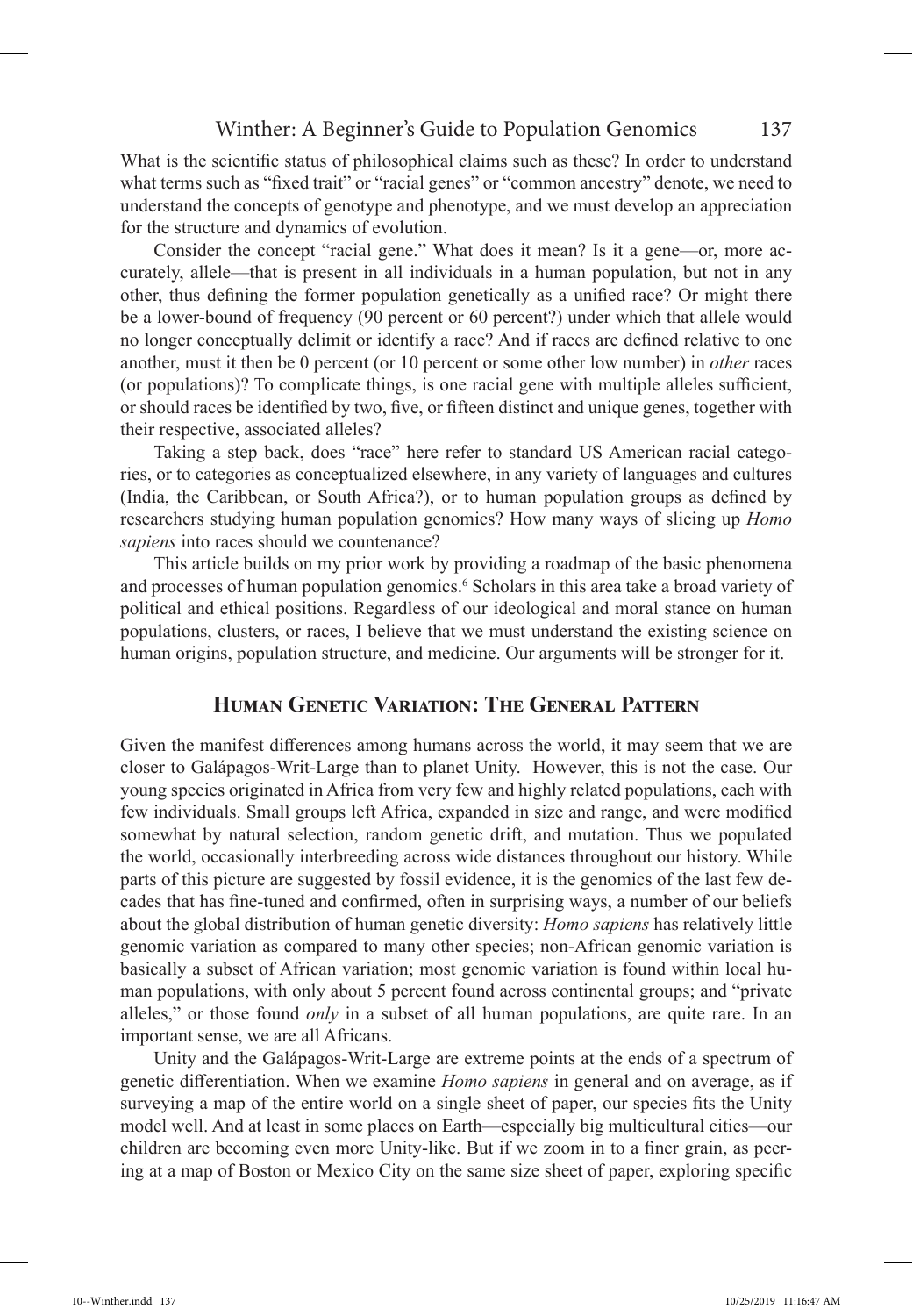What is the scientific status of philosophical claims such as these? In order to understand what terms such as "fixed trait" or "racial genes" or "common ancestry" denote, we need to understand the concepts of genotype and phenotype, and we must develop an appreciation for the structure and dynamics of evolution.

Consider the concept "racial gene." What does it mean? Is it a gene—or, more accurately, allele—that is present in all individuals in a human population, but not in any other, thus defining the former population genetically as a unified race? Or might there be a lower-bound of frequency (90 percent or 60 percent?) under which that allele would no longer conceptually delimit or identify a race? And if races are defined relative to one another, must it then be 0 percent (or 10 percent or some other low number) in *other* races (or populations)? To complicate things, is one racial gene with multiple alleles sufficient, or should races be identified by two, five, or fifteen distinct and unique genes, together with their respective, associated alleles?

Taking a step back, does "race" here refer to standard US American racial categories, or to categories as conceptualized elsewhere, in any variety of languages and cultures (India, the Caribbean, or South Africa?), or to human population groups as defined by researchers studying human population genomics? How many ways of slicing up *Homo sapiens* into races should we countenance?

This article builds on my prior work by providing a roadmap of the basic phenomena and processes of human population genomics.[6] Scholars in this area take a broad variety of political and ethical positions. Regardless of our ideological and moral stance on human populations, clusters, or races, I believe that we must understand the existing science on human origins, population structure, and medicine. Our arguments will be stronger for it.

## Human Genetic Variation: The General Pattern

Given the manifest differences among humans across the world, it may seem that we are closer to Galápagos-Writ-Large than to planet Unity. However, this is not the case. Our young species originated in Africa from very few and highly related populations, each with few individuals. Small groups left Africa, expanded in size and range, and were modified somewhat by natural selection, random genetic drift, and mutation. Thus we populated the world, occasionally interbreeding across wide distances throughout our history. While parts of this picture are suggested by fossil evidence, it is the genomics of the last few decades that has fine-tuned and confirmed, often in surprising ways, a number of our beliefs about the global distribution of human genetic diversity: *Homo sapiens* has relatively little genomic variation as compared to many other species; non-African genomic variation is basically a subset of African variation; most genomic variation is found within local human populations, with only about 5 percent found across continental groups; and "private alleles," or those found *only* in a subset of all human populations, are quite rare. In an important sense, we are all Africans.

Unity and the Galápagos-Writ-Large are extreme points at the ends of a spectrum of genetic differentiation. When we examine *Homo sapiens* in general and on average, as if surveying a map of the entire world on a single sheet of paper, our species fits the Unity model well. And at least in some places on Earth—especially big multicultural cities—our children are becoming even more Unity-like. But if we zoom in to a finer grain, as peering at a map of Boston or Mexico City on the same size sheet of paper, exploring specific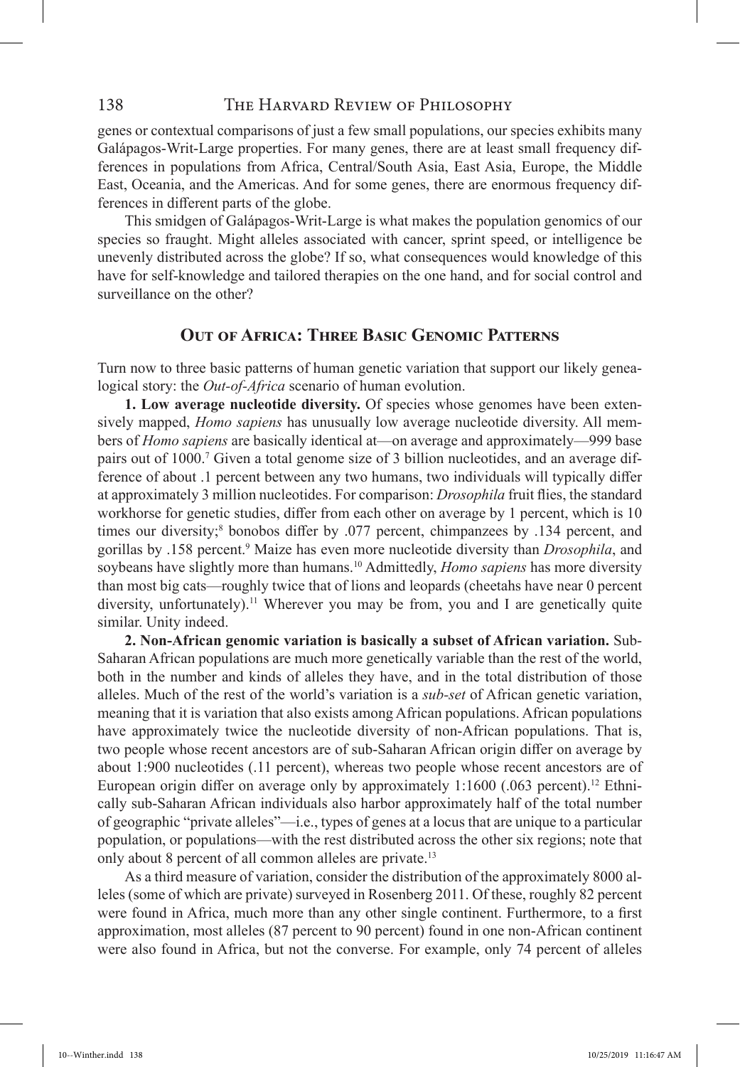genes or contextual comparisons of just a few small populations, our species exhibits many Galápagos-Writ-Large properties. For many genes, there are at least small frequency differences in populations from Africa, Central/South Asia, East Asia, Europe, the Middle East, Oceania, and the Americas. And for some genes, there are enormous frequency differences in different parts of the globe.

This smidgen of Galápagos-Writ-Large is what makes the population genomics of our species so fraught. Might alleles associated with cancer, sprint speed, or intelligence be unevenly distributed across the globe? If so, what consequences would knowledge of this have for self-knowledge and tailored therapies on the one hand, and for social control and surveillance on the other?

## Out of Africa: Three Basic Genomic Patterns

Turn now to three basic patterns of human genetic variation that support our likely genealogical story: the *Out-of-Africa* scenario of human evolution.

**1. Low average nucleotide diversity.** Of species whose genomes have been extensively mapped, *Homo sapiens* has unusually low average nucleotide diversity. All members of *Homo sapiens* are basically identical at—on average and approximately—999 base pairs out of 1000.[7] Given a total genome size of 3 billion nucleotides, and an average difference of about .1 percent between any two humans, two individuals will typically differ at approximately 3 million nucleotides. For comparison: *Drosophila* fruit flies, the standard workhorse for genetic studies, differ from each other on average by 1 percent, which is 10 times our diversity;[8] bonobos differ by .077 percent, chimpanzees by .134 percent, and gorillas by .158 percent.[9] Maize has even more nucleotide diversity than *Drosophila*, and soybeans have slightly more than humans.[10] Admittedly, *Homo sapiens* has more diversity than most big cats—roughly twice that of lions and leopards (cheetahs have near 0 percent diversity, unfortunately).[11] Wherever you may be from, you and I are genetically quite similar. Unity indeed.

**2. Non-African genomic variation is basically a subset of African variation.** Sub-Saharan African populations are much more genetically variable than the rest of the world, both in the number and kinds of alleles they have, and in the total distribution of those alleles. Much of the rest of the world's variation is a *sub-set* of African genetic variation, meaning that it is variation that also exists among African populations. African populations have approximately twice the nucleotide diversity of non-African populations. That is, two people whose recent ancestors are of sub-Saharan African origin differ on average by about 1:900 nucleotides (.11 percent), whereas two people whose recent ancestors are of European origin differ on average only by approximately 1:1600 (.063 percent).[12] Ethnically sub-Saharan African individuals also harbor approximately half of the total number of geographic "private alleles"—i.e., types of genes at a locus that are unique to a particular population, or populations—with the rest distributed across the other six regions; note that only about 8 percent of all common alleles are private.[13]

As a third measure of variation, consider the distribution of the approximately 8000 alleles (some of which are private) surveyed in Rosenberg 2011. Of these, roughly 82 percent were found in Africa, much more than any other single continent. Furthermore, to a first approximation, most alleles (87 percent to 90 percent) found in one non-African continent were also found in Africa, but not the converse. For example, only 74 percent of alleles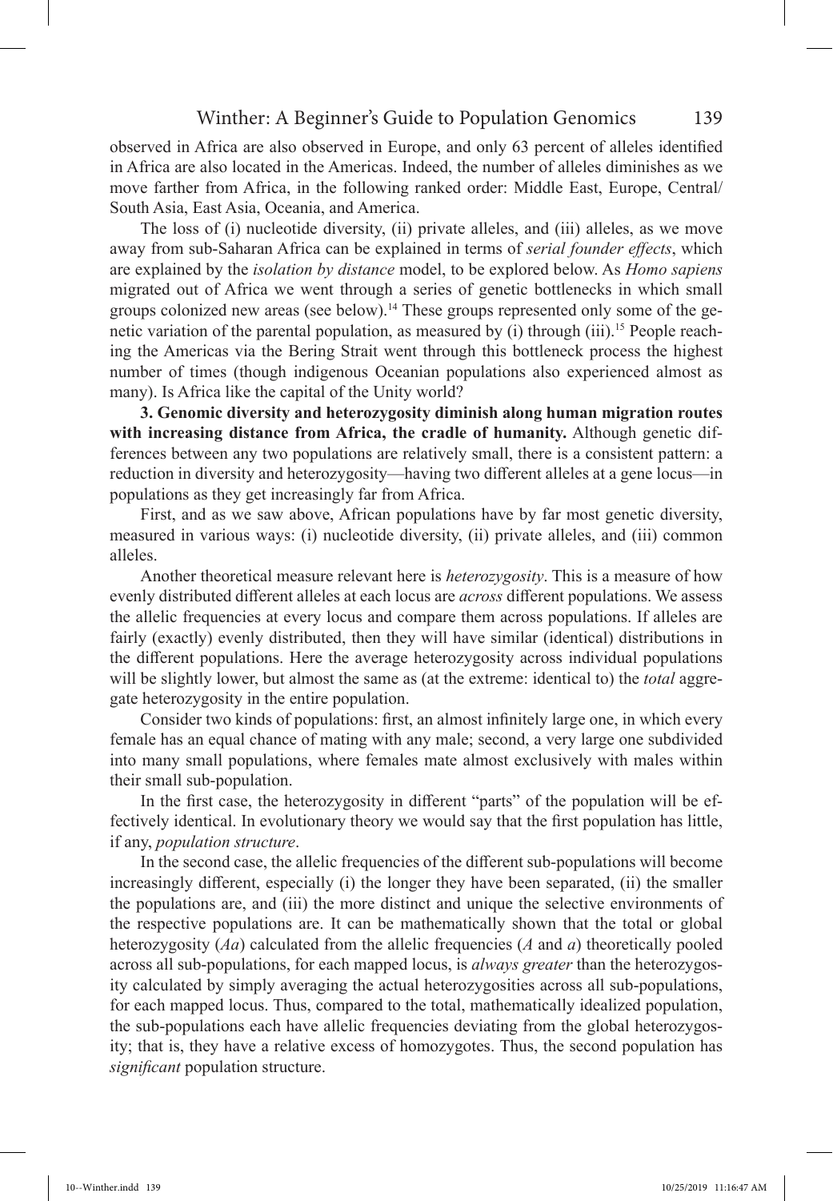observed in Africa are also observed in Europe, and only 63 percent of alleles identified in Africa are also located in the Americas. Indeed, the number of alleles diminishes as we move farther from Africa, in the following ranked order: Middle East, Europe, Central/South Asia, East Asia, Oceania, and America.

The loss of (i) nucleotide diversity, (ii) private alleles, and (iii) alleles, as we move away from sub-Saharan Africa can be explained in terms of *serial founder effects*, which are explained by the *isolation by distance* model, to be explored below. As *Homo sapiens* migrated out of Africa we went through a series of genetic bottlenecks in which small groups colonized new areas (see below).[14] These groups represented only some of the genetic variation of the parental population, as measured by (i) through (iii).[15] People reaching the Americas via the Bering Strait went through this bottleneck process the highest number of times (though indigenous Oceanian populations also experienced almost as many). Is Africa like the capital of the Unity world?

**3. Genomic diversity and heterozygosity diminish along human migration routes with increasing distance from Africa, the cradle of humanity.** Although genetic differences between any two populations are relatively small, there is a consistent pattern: a reduction in diversity and heterozygosity—having two different alleles at a gene locus—in populations as they get increasingly far from Africa.

First, and as we saw above, African populations have by far most genetic diversity, measured in various ways: (i) nucleotide diversity, (ii) private alleles, and (iii) common alleles.

Another theoretical measure relevant here is *heterozygosity*. This is a measure of how evenly distributed different alleles at each locus are *across* different populations. We assess the allelic frequencies at every locus and compare them across populations. If alleles are fairly (exactly) evenly distributed, then they will have similar (identical) distributions in the different populations. Here the average heterozygosity across individual populations will be slightly lower, but almost the same as (at the extreme: identical to) the *total* aggregate heterozygosity in the entire population.

Consider two kinds of populations: first, an almost infinitely large one, in which every female has an equal chance of mating with any male; second, a very large one subdivided into many small populations, where females mate almost exclusively with males within their small sub-population.

In the first case, the heterozygosity in different "parts" of the population will be effectively identical. In evolutionary theory we would say that the first population has little, if any, *population structure*.

In the second case, the allelic frequencies of the different sub-populations will become increasingly different, especially (i) the longer they have been separated, (ii) the smaller the populations are, and (iii) the more distinct and unique the selective environments of the respective populations are. It can be mathematically shown that the total or global heterozygosity (*Aa*) calculated from the allelic frequencies (*A* and *a*) theoretically pooled across all sub-populations, for each mapped locus, is *always greater* than the heterozygosity calculated by simply averaging the actual heterozygosities across all sub-populations, for each mapped locus. Thus, compared to the total, mathematically idealized population, the sub-populations each have allelic frequencies deviating from the global heterozygosity; that is, they have a relative excess of homozygotes. Thus, the second population has *significant* population structure.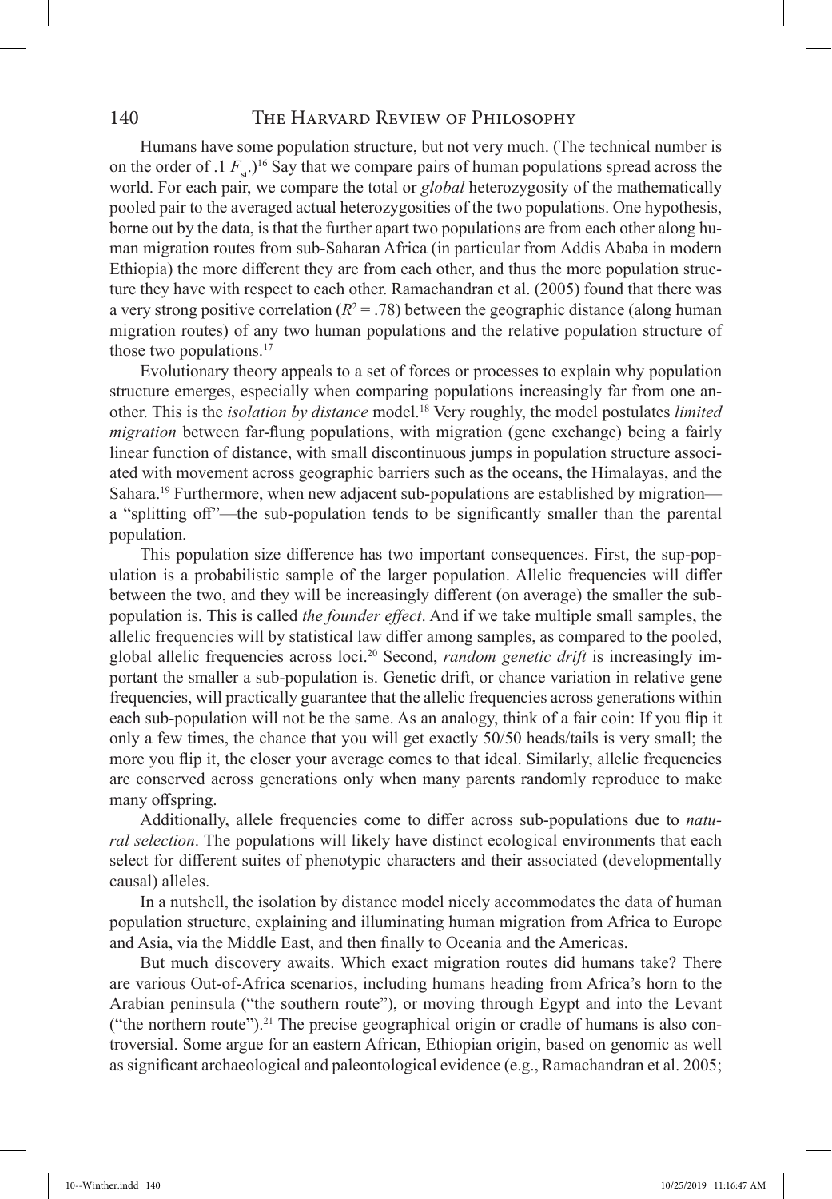Humans have some population structure, but not very much. (The technical number is on the order of .1 $F_{st}$.)[16] Say that we compare pairs of human populations spread across the world. For each pair, we compare the total or *global* heterozygosity of the mathematically pooled pair to the averaged actual heterozygosities of the two populations. One hypothesis, borne out by the data, is that the further apart two populations are from each other along human migration routes from sub-Saharan Africa (in particular from Addis Ababa in modern Ethiopia) the more different they are from each other, and thus the more population structure they have with respect to each other. Ramachandran et al. (2005) found that there was a very strong positive correlation ($R^2 = .78$) between the geographic distance (along human migration routes) of any two human populations and the relative population structure of those two populations.[17]

Evolutionary theory appeals to a set of forces or processes to explain why population structure emerges, especially when comparing populations increasingly far from one another. This is the *isolation by distance* model.[18] Very roughly, the model postulates *limited migration* between far-flung populations, with migration (gene exchange) being a fairly linear function of distance, with small discontinuous jumps in population structure associated with movement across geographic barriers such as the oceans, the Himalayas, and the Sahara.[19] Furthermore, when new adjacent sub-populations are established by migration—a "splitting off"—the sub-population tends to be significantly smaller than the parental population.

This population size difference has two important consequences. First, the sup-population is a probabilistic sample of the larger population. Allelic frequencies will differ between the two, and they will be increasingly different (on average) the smaller the sub-population is. This is called *the founder effect*. And if we take multiple small samples, the allelic frequencies will by statistical law differ among samples, as compared to the pooled, global allelic frequencies across loci.[20] Second, *random genetic drift* is increasingly important the smaller a sub-population is. Genetic drift, or chance variation in relative gene frequencies, will practically guarantee that the allelic frequencies across generations within each sub-population will not be the same. As an analogy, think of a fair coin: If you flip it only a few times, the chance that you will get exactly 50/50 heads/tails is very small; the more you flip it, the closer your average comes to that ideal. Similarly, allelic frequencies are conserved across generations only when many parents randomly reproduce to make many offspring.

Additionally, allele frequencies come to differ across sub-populations due to *natural selection*. The populations will likely have distinct ecological environments that each select for different suites of phenotypic characters and their associated (developmentally causal) alleles.

In a nutshell, the isolation by distance model nicely accommodates the data of human population structure, explaining and illuminating human migration from Africa to Europe and Asia, via the Middle East, and then finally to Oceania and the Americas.

But much discovery awaits. Which exact migration routes did humans take? There are various Out-of-Africa scenarios, including humans heading from Africa's horn to the Arabian peninsula ("the southern route"), or moving through Egypt and into the Levant ("the northern route").[21] The precise geographical origin or cradle of humans is also controversial. Some argue for an eastern African, Ethiopian origin, based on genomic as well as significant archaeological and paleontological evidence (e.g., Ramachandran et al. 2005;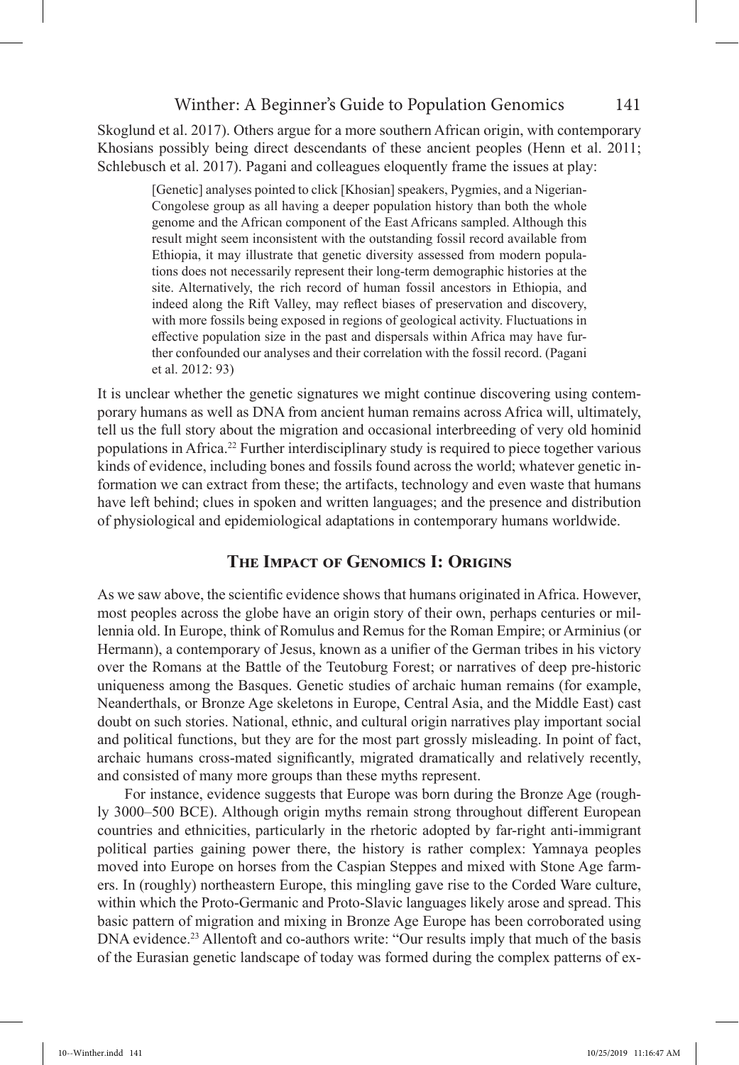Skoglund et al. 2017). Others argue for a more southern African origin, with contemporary Khosians possibly being direct descendants of these ancient peoples (Henn et al. 2011; Schlebusch et al. 2017). Pagani and colleagues eloquently frame the issues at play:

> [Genetic] analyses pointed to click [Khosian] speakers, Pygmies, and a Nigerian-Congolese group as all having a deeper population history than both the whole genome and the African component of the East Africans sampled. Although this result might seem inconsistent with the outstanding fossil record available from Ethiopia, it may illustrate that genetic diversity assessed from modern populations does not necessarily represent their long-term demographic histories at the site. Alternatively, the rich record of human fossil ancestors in Ethiopia, and indeed along the Rift Valley, may reflect biases of preservation and discovery, with more fossils being exposed in regions of geological activity. Fluctuations in effective population size in the past and dispersals within Africa may have further confounded our analyses and their correlation with the fossil record. (Pagani et al. 2012: 93)

It is unclear whether the genetic signatures we might continue discovering using contemporary humans as well as DNA from ancient human remains across Africa will, ultimately, tell us the full story about the migration and occasional interbreeding of very old hominid populations in Africa.[22] Further interdisciplinary study is required to piece together various kinds of evidence, including bones and fossils found across the world; whatever genetic information we can extract from these; the artifacts, technology and even waste that humans have left behind; clues in spoken and written languages; and the presence and distribution of physiological and epidemiological adaptations in contemporary humans worldwide.

## The Impact of Genomics I: Origins

As we saw above, the scientific evidence shows that humans originated in Africa. However, most peoples across the globe have an origin story of their own, perhaps centuries or millennia old. In Europe, think of Romulus and Remus for the Roman Empire; or Arminius (or Hermann), a contemporary of Jesus, known as a unifier of the German tribes in his victory over the Romans at the Battle of the Teutoburg Forest; or narratives of deep pre-historic uniqueness among the Basques. Genetic studies of archaic human remains (for example, Neanderthals, or Bronze Age skeletons in Europe, Central Asia, and the Middle East) cast doubt on such stories. National, ethnic, and cultural origin narratives play important social and political functions, but they are for the most part grossly misleading. In point of fact, archaic humans cross-mated significantly, migrated dramatically and relatively recently, and consisted of many more groups than these myths represent.

For instance, evidence suggests that Europe was born during the Bronze Age (roughly 3000–500 BCE). Although origin myths remain strong throughout different European countries and ethnicities, particularly in the rhetoric adopted by far-right anti-immigrant political parties gaining power there, the history is rather complex: Yamnaya peoples moved into Europe on horses from the Caspian Steppes and mixed with Stone Age farmers. In (roughly) northeastern Europe, this mingling gave rise to the Corded Ware culture, within which the Proto-Germanic and Proto-Slavic languages likely arose and spread. This basic pattern of migration and mixing in Bronze Age Europe has been corroborated using DNA evidence.[23] Allentoft and co-authors write: "Our results imply that much of the basis of the Eurasian genetic landscape of today was formed during the complex patterns of ex-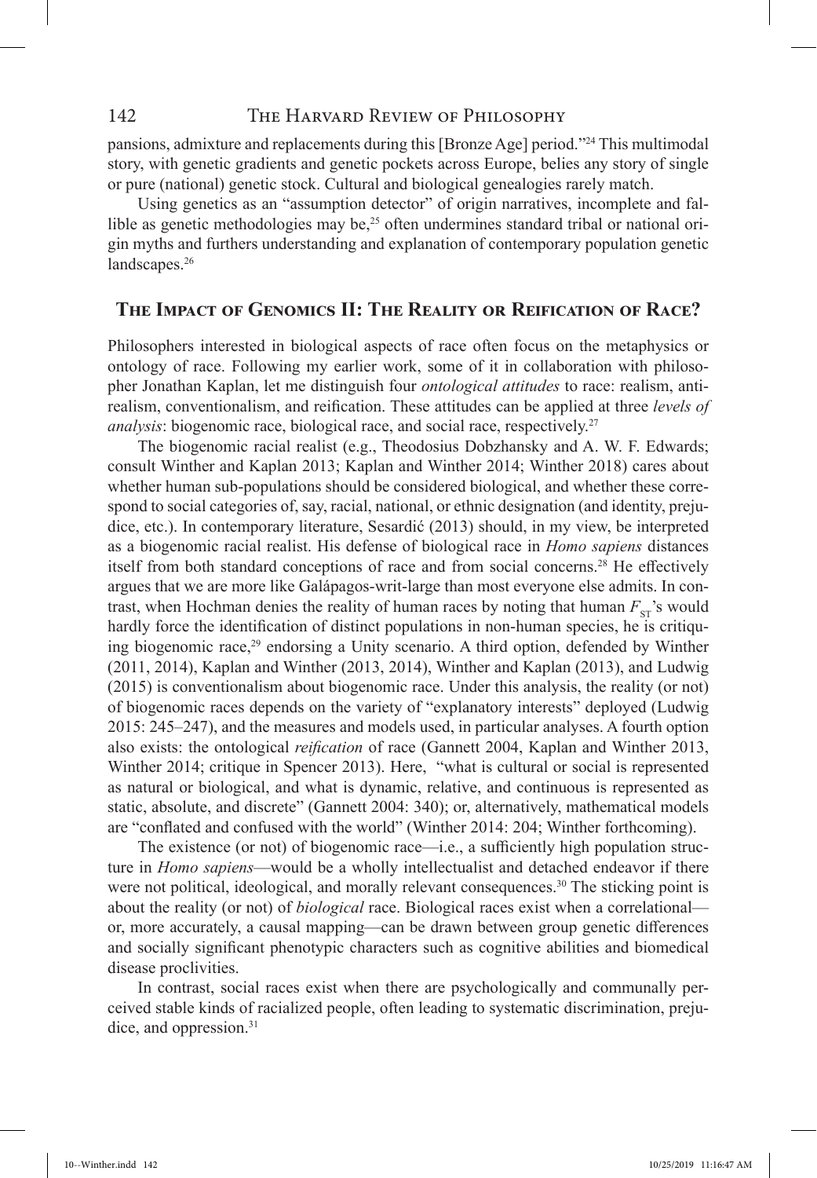pansions, admixture and replacements during this [Bronze Age] period."[24] This multimodal story, with genetic gradients and genetic pockets across Europe, belies any story of single or pure (national) genetic stock. Cultural and biological genealogies rarely match.

Using genetics as an "assumption detector" of origin narratives, incomplete and fallible as genetic methodologies may be,[25] often undermines standard tribal or national origin myths and furthers understanding and explanation of contemporary population genetic landscapes.[26]

## The Impact of Genomics II: The Reality or Reification of Race?

Philosophers interested in biological aspects of race often focus on the metaphysics or ontology of race. Following my earlier work, some of it in collaboration with philosopher Jonathan Kaplan, let me distinguish four *ontological attitudes* to race: realism, antirealism, conventionalism, and reification. These attitudes can be applied at three *levels of analysis*: biogenomic race, biological race, and social race, respectively.[27]

The biogenomic racial realist (e.g., Theodosius Dobzhansky and A. W. F. Edwards; consult Winther and Kaplan 2013; Kaplan and Winther 2014; Winther 2018) cares about whether human sub-populations should be considered biological, and whether these correspond to social categories of, say, racial, national, or ethnic designation (and identity, prejudice, etc.). In contemporary literature, Sesardić (2013) should, in my view, be interpreted as a biogenomic racial realist. His defense of biological race in *Homo sapiens* distances itself from both standard conceptions of race and from social concerns.[28] He effectively argues that we are more like Galápagos-writ-large than most everyone else admits. In contrast, when Hochman denies the reality of human races by noting that human $F_{ST}$'s would hardly force the identification of distinct populations in non-human species, he is critiquing biogenomic race,[29] endorsing a Unity scenario. A third option, defended by Winther (2011, 2014), Kaplan and Winther (2013, 2014), Winther and Kaplan (2013), and Ludwig (2015) is conventionalism about biogenomic race. Under this analysis, the reality (or not) of biogenomic races depends on the variety of "explanatory interests" deployed (Ludwig 2015: 245–247), and the measures and models used, in particular analyses. A fourth option also exists: the ontological *reification* of race (Gannett 2004, Kaplan and Winther 2013, Winther 2014; critique in Spencer 2013). Here, "what is cultural or social is represented as natural or biological, and what is dynamic, relative, and continuous is represented as static, absolute, and discrete" (Gannett 2004: 340); or, alternatively, mathematical models are "conflated and confused with the world" (Winther 2014: 204; Winther forthcoming).

The existence (or not) of biogenomic race—i.e., a sufficiently high population structure in *Homo sapiens*—would be a wholly intellectualist and detached endeavor if there were not political, ideological, and morally relevant consequences.[30] The sticking point is about the reality (or not) of *biological* race. Biological races exist when a correlational—or, more accurately, a causal mapping—can be drawn between group genetic differences and socially significant phenotypic characters such as cognitive abilities and biomedical disease proclivities.

In contrast, social races exist when there are psychologically and communally perceived stable kinds of racialized people, often leading to systematic discrimination, prejudice, and oppression.[31]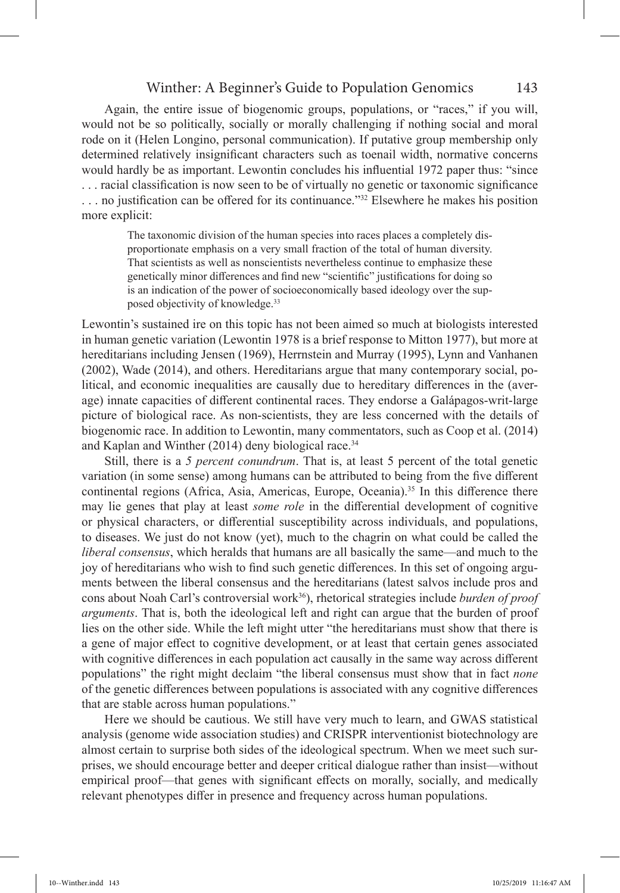Again, the entire issue of biogenomic groups, populations, or "races," if you will, would not be so politically, socially or morally challenging if nothing social and moral rode on it (Helen Longino, personal communication). If putative group membership only determined relatively insignificant characters such as toenail width, normative concerns would hardly be as important. Lewontin concludes his influential 1972 paper thus: "since . . . racial classification is now seen to be of virtually no genetic or taxonomic significance . . . no justification can be offered for its continuance."[32] Elsewhere he makes his position more explicit:

> The taxonomic division of the human species into races places a completely disproportionate emphasis on a very small fraction of the total of human diversity. That scientists as well as nonscientists nevertheless continue to emphasize these genetically minor differences and find new "scientific" justifications for doing so is an indication of the power of socioeconomically based ideology over the supposed objectivity of knowledge.[33]

Lewontin's sustained ire on this topic has not been aimed so much at biologists interested in human genetic variation (Lewontin 1978 is a brief response to Mitton 1977), but more at hereditarians including Jensen (1969), Herrnstein and Murray (1995), Lynn and Vanhanen (2002), Wade (2014), and others. Hereditarians argue that many contemporary social, political, and economic inequalities are causally due to hereditary differences in the (average) innate capacities of different continental races. They endorse a Galápagos-writ-large picture of biological race. As non-scientists, they are less concerned with the details of biogenomic race. In addition to Lewontin, many commentators, such as Coop et al. (2014) and Kaplan and Winther (2014) deny biological race.[34]

Still, there is a *5 percent conundrum*. That is, at least 5 percent of the total genetic variation (in some sense) among humans can be attributed to being from the five different continental regions (Africa, Asia, Americas, Europe, Oceania).[35] In this difference there may lie genes that play at least *some role* in the differential development of cognitive or physical characters, or differential susceptibility across individuals, and populations, to diseases. We just do not know (yet), much to the chagrin on what could be called the *liberal consensus*, which heralds that humans are all basically the same—and much to the joy of hereditarians who wish to find such genetic differences. In this set of ongoing arguments between the liberal consensus and the hereditarians (latest salvos include pros and cons about Noah Carl's controversial work[36]), rhetorical strategies include *burden of proof arguments*. That is, both the ideological left and right can argue that the burden of proof lies on the other side. While the left might utter "the hereditarians must show that there is a gene of major effect to cognitive development, or at least that certain genes associated with cognitive differences in each population act causally in the same way across different populations" the right might declaim "the liberal consensus must show that in fact *none* of the genetic differences between populations is associated with any cognitive differences that are stable across human populations."

Here we should be cautious. We still have very much to learn, and GWAS statistical analysis (genome wide association studies) and CRISPR interventionist biotechnology are almost certain to surprise both sides of the ideological spectrum. When we meet such surprises, we should encourage better and deeper critical dialogue rather than insist—without empirical proof—that genes with significant effects on morally, socially, and medically relevant phenotypes differ in presence and frequency across human populations.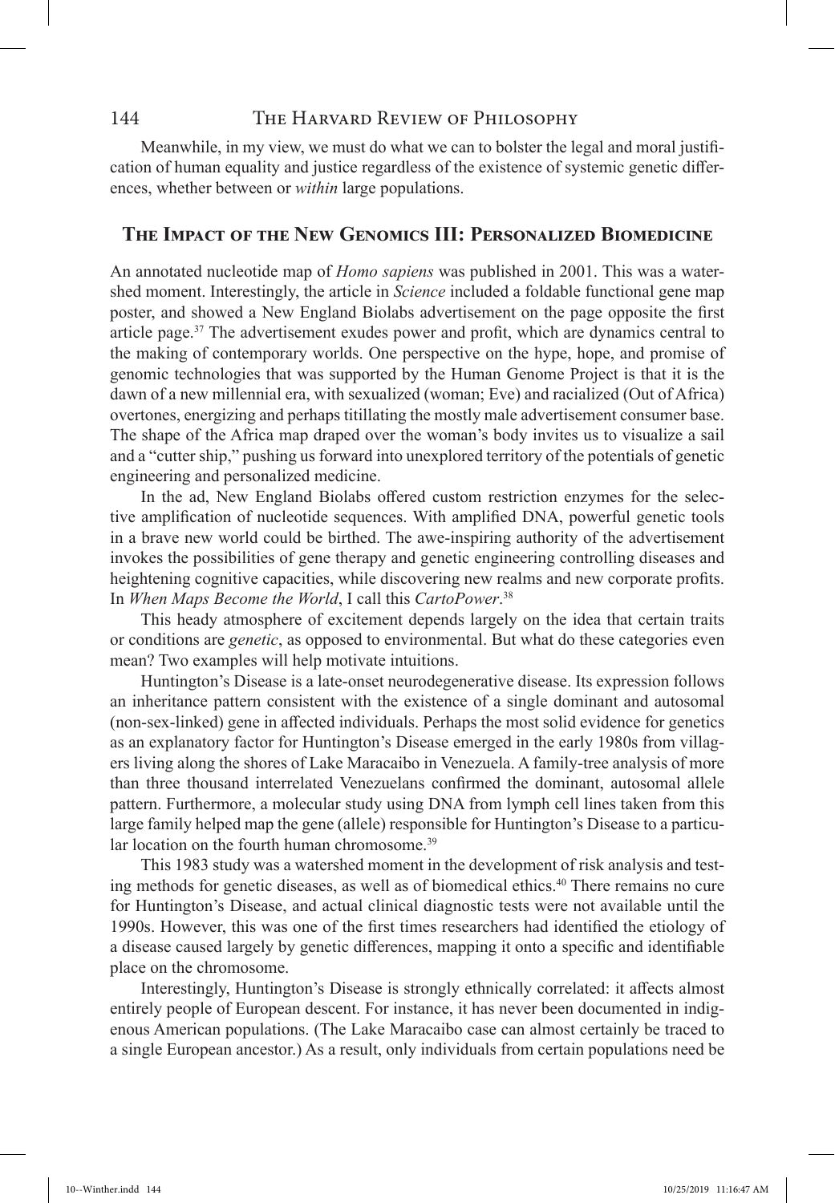Meanwhile, in my view, we must do what we can to bolster the legal and moral justification of human equality and justice regardless of the existence of systemic genetic differences, whether between or *within* large populations.

## The Impact of the New Genomics III: Personalized Biomedicine

An annotated nucleotide map of *Homo sapiens* was published in 2001. This was a watershed moment. Interestingly, the article in *Science* included a foldable functional gene map poster, and showed a New England Biolabs advertisement on the page opposite the first article page.[37] The advertisement exudes power and profit, which are dynamics central to the making of contemporary worlds. One perspective on the hype, hope, and promise of genomic technologies that was supported by the Human Genome Project is that it is the dawn of a new millennial era, with sexualized (woman; Eve) and racialized (Out of Africa) overtones, energizing and perhaps titillating the mostly male advertisement consumer base. The shape of the Africa map draped over the woman's body invites us to visualize a sail and a "cutter ship," pushing us forward into unexplored territory of the potentials of genetic engineering and personalized medicine.

In the ad, New England Biolabs offered custom restriction enzymes for the selective amplification of nucleotide sequences. With amplified DNA, powerful genetic tools in a brave new world could be birthed. The awe-inspiring authority of the advertisement invokes the possibilities of gene therapy and genetic engineering controlling diseases and heightening cognitive capacities, while discovering new realms and new corporate profits. In *When Maps Become the World*, I call this *CartoPower*.[38]

This heady atmosphere of excitement depends largely on the idea that certain traits or conditions are *genetic*, as opposed to environmental. But what do these categories even mean? Two examples will help motivate intuitions.

Huntington's Disease is a late-onset neurodegenerative disease. Its expression follows an inheritance pattern consistent with the existence of a single dominant and autosomal (non-sex-linked) gene in affected individuals. Perhaps the most solid evidence for genetics as an explanatory factor for Huntington's Disease emerged in the early 1980s from villagers living along the shores of Lake Maracaibo in Venezuela. A family-tree analysis of more than three thousand interrelated Venezuelans confirmed the dominant, autosomal allele pattern. Furthermore, a molecular study using DNA from lymph cell lines taken from this large family helped map the gene (allele) responsible for Huntington's Disease to a particular location on the fourth human chromosome.[39]

This 1983 study was a watershed moment in the development of risk analysis and testing methods for genetic diseases, as well as of biomedical ethics.[40] There remains no cure for Huntington's Disease, and actual clinical diagnostic tests were not available until the 1990s. However, this was one of the first times researchers had identified the etiology of a disease caused largely by genetic differences, mapping it onto a specific and identifiable place on the chromosome.

Interestingly, Huntington's Disease is strongly ethnically correlated: it affects almost entirely people of European descent. For instance, it has never been documented in indigenous American populations. (The Lake Maracaibo case can almost certainly be traced to a single European ancestor.) As a result, only individuals from certain populations need be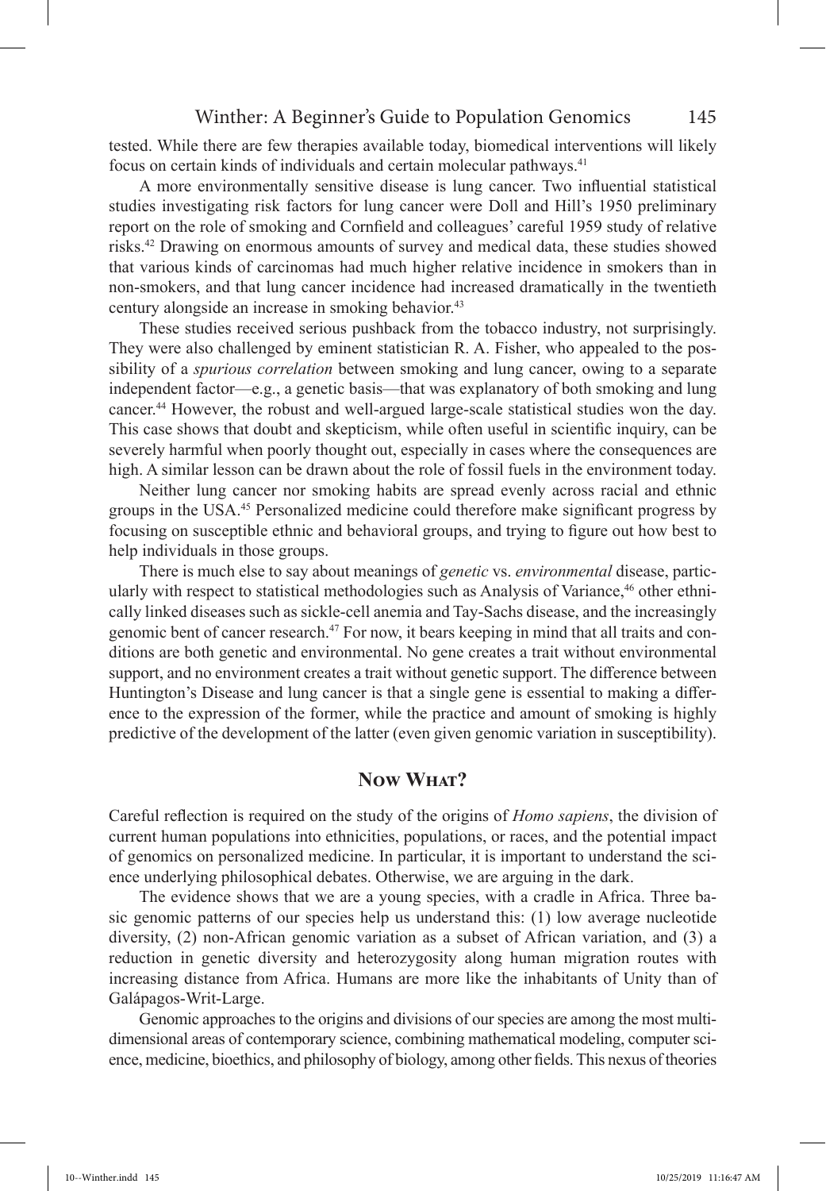tested. While there are few therapies available today, biomedical interventions will likely focus on certain kinds of individuals and certain molecular pathways.[41]

A more environmentally sensitive disease is lung cancer. Two influential statistical studies investigating risk factors for lung cancer were Doll and Hill's 1950 preliminary report on the role of smoking and Cornfield and colleagues' careful 1959 study of relative risks.[42] Drawing on enormous amounts of survey and medical data, these studies showed that various kinds of carcinomas had much higher relative incidence in smokers than in non-smokers, and that lung cancer incidence had increased dramatically in the twentieth century alongside an increase in smoking behavior.[43]

These studies received serious pushback from the tobacco industry, not surprisingly. They were also challenged by eminent statistician R. A. Fisher, who appealed to the possibility of a *spurious correlation* between smoking and lung cancer, owing to a separate independent factor—e.g., a genetic basis—that was explanatory of both smoking and lung cancer.[44] However, the robust and well-argued large-scale statistical studies won the day. This case shows that doubt and skepticism, while often useful in scientific inquiry, can be severely harmful when poorly thought out, especially in cases where the consequences are high. A similar lesson can be drawn about the role of fossil fuels in the environment today.

Neither lung cancer nor smoking habits are spread evenly across racial and ethnic groups in the USA.[45] Personalized medicine could therefore make significant progress by focusing on susceptible ethnic and behavioral groups, and trying to figure out how best to help individuals in those groups.

There is much else to say about meanings of *genetic* vs. *environmental* disease, particularly with respect to statistical methodologies such as Analysis of Variance,[46] other ethnically linked diseases such as sickle-cell anemia and Tay-Sachs disease, and the increasingly genomic bent of cancer research.[47] For now, it bears keeping in mind that all traits and conditions are both genetic and environmental. No gene creates a trait without environmental support, and no environment creates a trait without genetic support. The difference between Huntington's Disease and lung cancer is that a single gene is essential to making a difference to the expression of the former, while the practice and amount of smoking is highly predictive of the development of the latter (even given genomic variation in susceptibility).

## Now What?

Careful reflection is required on the study of the origins of *Homo sapiens*, the division of current human populations into ethnicities, populations, or races, and the potential impact of genomics on personalized medicine. In particular, it is important to understand the science underlying philosophical debates. Otherwise, we are arguing in the dark.

The evidence shows that we are a young species, with a cradle in Africa. Three basic genomic patterns of our species help us understand this: (1) low average nucleotide diversity, (2) non-African genomic variation as a subset of African variation, and (3) a reduction in genetic diversity and heterozygosity along human migration routes with increasing distance from Africa. Humans are more like the inhabitants of Unity than of Galápagos-Writ-Large.

Genomic approaches to the origins and divisions of our species are among the most multidimensional areas of contemporary science, combining mathematical modeling, computer science, medicine, bioethics, and philosophy of biology, among other fields. This nexus of theories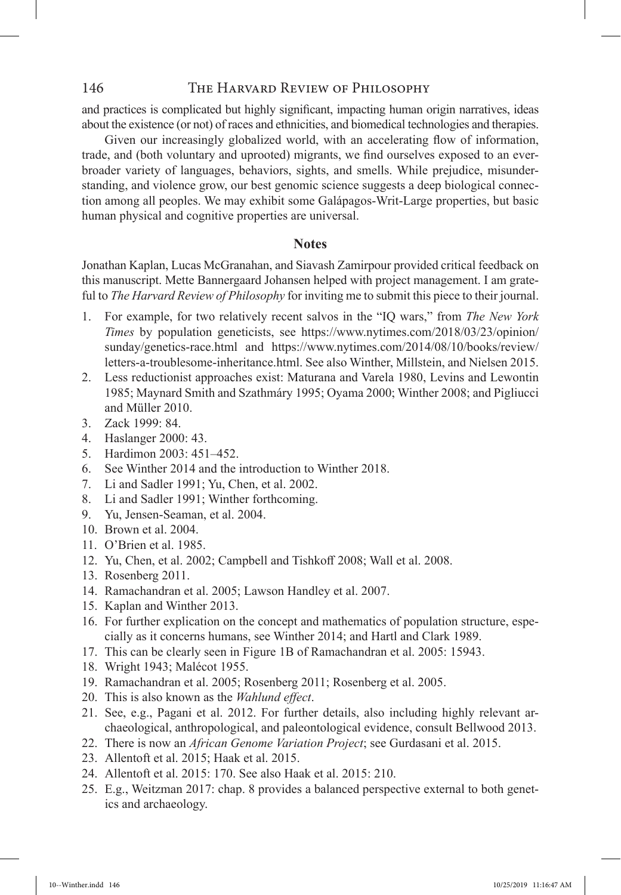and practices is complicated but highly significant, impacting human origin narratives, ideas about the existence (or not) of races and ethnicities, and biomedical technologies and therapies.

Given our increasingly globalized world, with an accelerating flow of information, trade, and (both voluntary and uprooted) migrants, we find ourselves exposed to an ever-broader variety of languages, behaviors, sights, and smells. While prejudice, misunderstanding, and violence grow, our best genomic science suggests a deep biological connection among all peoples. We may exhibit some Galápagos-Writ-Large properties, but basic human physical and cognitive properties are universal.

## Notes

Jonathan Kaplan, Lucas McGranahan, and Siavash Zamirpour provided critical feedback on this manuscript. Mette Bannergaard Johansen helped with project management. I am grateful to *The Harvard Review of Philosophy* for inviting me to submit this piece to their journal.

1. For example, for two relatively recent salvos in the "IQ wars," from *The New York Times* by population geneticists, see https://www.nytimes.com/2018/03/23/opinion/sunday/genetics-race.html and https://www.nytimes.com/2014/08/10/books/review/letters-a-troublesome-inheritance.html. See also Winther, Millstein, and Nielsen 2015.
2. Less reductionist approaches exist: Maturana and Varela 1980, Levins and Lewontin 1985; Maynard Smith and Szathmáry 1995; Oyama 2000; Winther 2008; and Pigliucci and Müller 2010.
3. Zack 1999: 84.
4. Haslanger 2000: 43.
5. Hardimon 2003: 451–452.
6. See Winther 2014 and the introduction to Winther 2018.
7. Li and Sadler 1991; Yu, Chen, et al. 2002.
8. Li and Sadler 1991; Winther forthcoming.
9. Yu, Jensen-Seaman, et al. 2004.
10. Brown et al. 2004.
11. O'Brien et al. 1985.
12. Yu, Chen, et al. 2002; Campbell and Tishkoff 2008; Wall et al. 2008.
13. Rosenberg 2011.
14. Ramachandran et al. 2005; Lawson Handley et al. 2007.
15. Kaplan and Winther 2013.
16. For further explication on the concept and mathematics of population structure, especially as it concerns humans, see Winther 2014; and Hartl and Clark 1989.
17. This can be clearly seen in Figure 1B of Ramachandran et al. 2005: 15943.
18. Wright 1943; Malécot 1955.
19. Ramachandran et al. 2005; Rosenberg 2011; Rosenberg et al. 2005.
20. This is also known as the *Wahlund effect*.
21. See, e.g., Pagani et al. 2012. For further details, also including highly relevant archaeological, anthropological, and paleontological evidence, consult Bellwood 2013.
22. There is now an *African Genome Variation Project*; see Gurdasani et al. 2015.
23. Allentoft et al. 2015; Haak et al. 2015.
24. Allentoft et al. 2015: 170. See also Haak et al. 2015: 210.
25. E.g., Weitzman 2017: chap. 8 provides a balanced perspective external to both genetics and archaeology.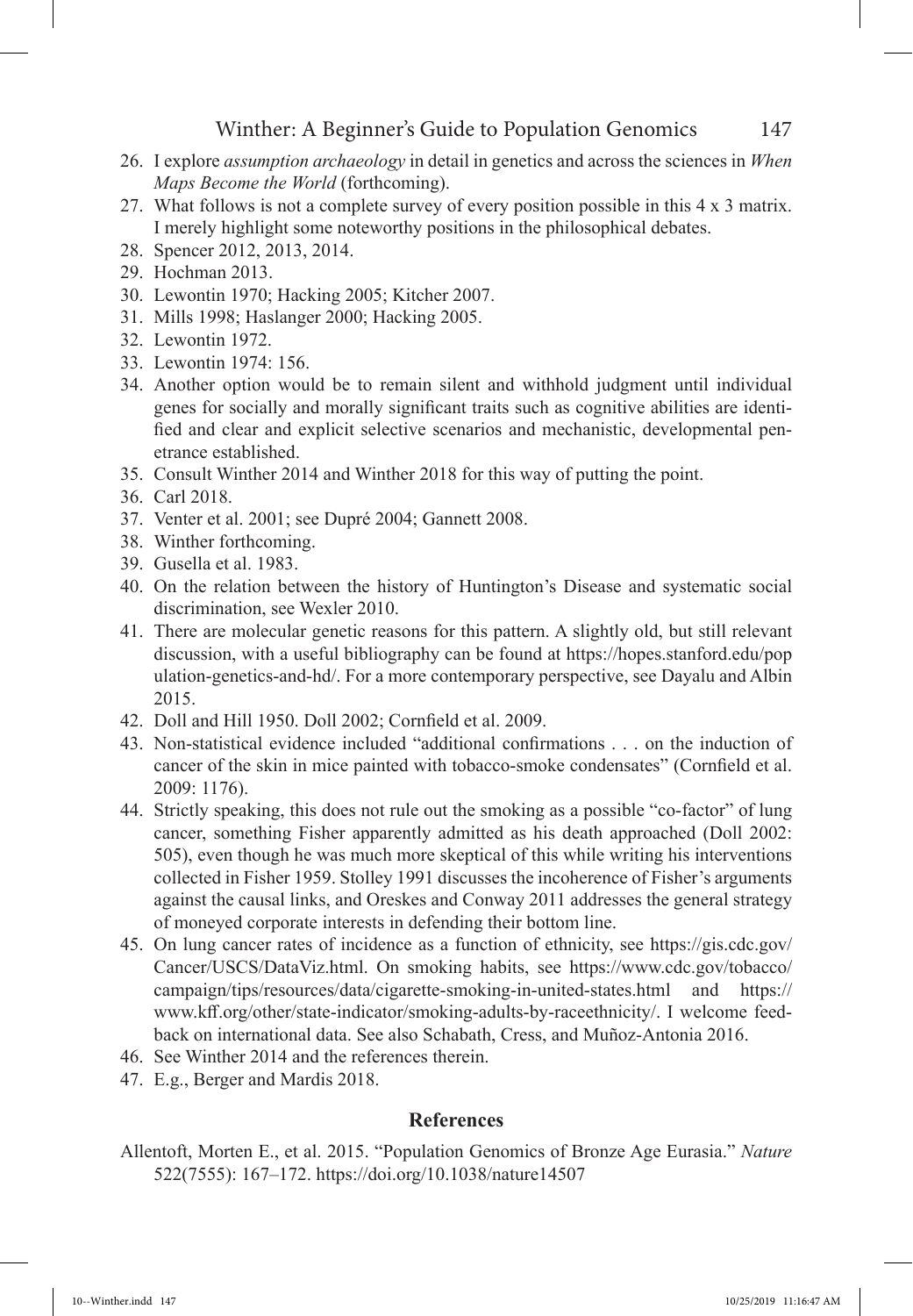26. I explore *assumption archaeology* in detail in genetics and across the sciences in *When Maps Become the World* (forthcoming).
27. What follows is not a complete survey of every position possible in this 4 x 3 matrix. I merely highlight some noteworthy positions in the philosophical debates.
28. Spencer 2012, 2013, 2014.
29. Hochman 2013.
30. Lewontin 1970; Hacking 2005; Kitcher 2007.
31. Mills 1998; Haslanger 2000; Hacking 2005.
32. Lewontin 1972.
33. Lewontin 1974: 156.
34. Another option would be to remain silent and withhold judgment until individual genes for socially and morally significant traits such as cognitive abilities are identified and clear and explicit selective scenarios and mechanistic, developmental penetrance established.
35. Consult Winther 2014 and Winther 2018 for this way of putting the point.
36. Carl 2018.
37. Venter et al. 2001; see Dupré 2004; Gannett 2008.
38. Winther forthcoming.
39. Gusella et al. 1983.
40. On the relation between the history of Huntington's Disease and systematic social discrimination, see Wexler 2010.
41. There are molecular genetic reasons for this pattern. A slightly old, but still relevant discussion, with a useful bibliography can be found at https://hopes.stanford.edu/population-genetics-and-hd/. For a more contemporary perspective, see Dayalu and Albin 2015.
42. Doll and Hill 1950. Doll 2002; Cornfield et al. 2009.
43. Non-statistical evidence included "additional confirmations . . . on the induction of cancer of the skin in mice painted with tobacco-smoke condensates" (Cornfield et al. 2009: 1176).
44. Strictly speaking, this does not rule out the smoking as a possible "co-factor" of lung cancer, something Fisher apparently admitted as his death approached (Doll 2002: 505), even though he was much more skeptical of this while writing his interventions collected in Fisher 1959. Stolley 1991 discusses the incoherence of Fisher's arguments against the causal links, and Oreskes and Conway 2011 addresses the general strategy of moneyed corporate interests in defending their bottom line.
45. On lung cancer rates of incidence as a function of ethnicity, see https://gis.cdc.gov/Cancer/USCS/DataViz.html. On smoking habits, see https://www.cdc.gov/tobacco/campaign/tips/resources/data/cigarette-smoking-in-united-states.html and https://www.kff.org/other/state-indicator/smoking-adults-by-raceethnicity/. I welcome feedback on international data. See also Schabath, Cress, and Muñoz-Antonia 2016.
46. See Winther 2014 and the references therein.
47. E.g., Berger and Mardis 2018.

## References

Allentoft, Morten E., et al. 2015. "Population Genomics of Bronze Age Eurasia." *Nature* 522(7555): 167–172. https://doi.org/10.1038/nature14507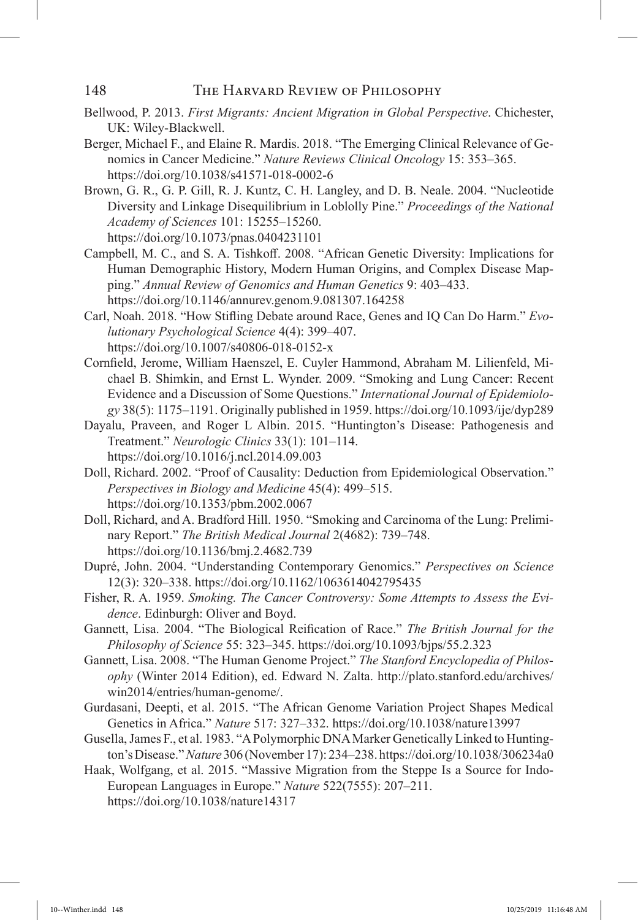Bellwood, P. 2013. *First Migrants: Ancient Migration in Global Perspective*. Chichester, UK: Wiley-Blackwell.

Berger, Michael F., and Elaine R. Mardis. 2018. "The Emerging Clinical Relevance of Genomics in Cancer Medicine." *Nature Reviews Clinical Oncology* 15: 353–365. https://doi.org/10.1038/s41571-018-0002-6

Brown, G. R., G. P. Gill, R. J. Kuntz, C. H. Langley, and D. B. Neale. 2004. "Nucleotide Diversity and Linkage Disequilibrium in Loblolly Pine." *Proceedings of the National Academy of Sciences* 101: 15255–15260. https://doi.org/10.1073/pnas.0404231101

Campbell, M. C., and S. A. Tishkoff. 2008. "African Genetic Diversity: Implications for Human Demographic History, Modern Human Origins, and Complex Disease Mapping." *Annual Review of Genomics and Human Genetics* 9: 403–433. https://doi.org/10.1146/annurev.genom.9.081307.164258

Carl, Noah. 2018. "How Stifling Debate around Race, Genes and IQ Can Do Harm." *Evolutionary Psychological Science* 4(4): 399–407. https://doi.org/10.1007/s40806-018-0152-x

Cornfield, Jerome, William Haenszel, E. Cuyler Hammond, Abraham M. Lilienfeld, Michael B. Shimkin, and Ernst L. Wynder. 2009. "Smoking and Lung Cancer: Recent Evidence and a Discussion of Some Questions." *International Journal of Epidemiology* 38(5): 1175–1191. Originally published in 1959. https://doi.org/10.1093/ije/dyp289

Dayalu, Praveen, and Roger L Albin. 2015. "Huntington's Disease: Pathogenesis and Treatment." *Neurologic Clinics* 33(1): 101–114. https://doi.org/10.1016/j.ncl.2014.09.003

Doll, Richard. 2002. "Proof of Causality: Deduction from Epidemiological Observation." *Perspectives in Biology and Medicine* 45(4): 499–515. https://doi.org/10.1353/pbm.2002.0067

Doll, Richard, and A. Bradford Hill. 1950. "Smoking and Carcinoma of the Lung: Preliminary Report." *The British Medical Journal* 2(4682): 739–748. https://doi.org/10.1136/bmj.2.4682.739

Dupré, John. 2004. "Understanding Contemporary Genomics." *Perspectives on Science* 12(3): 320–338. https://doi.org/10.1162/1063614042795435

Fisher, R. A. 1959. *Smoking. The Cancer Controversy: Some Attempts to Assess the Evidence*. Edinburgh: Oliver and Boyd.

Gannett, Lisa. 2004. "The Biological Reification of Race." *The British Journal for the Philosophy of Science* 55: 323–345. https://doi.org/10.1093/bjps/55.2.323

Gannett, Lisa. 2008. "The Human Genome Project." *The Stanford Encyclopedia of Philosophy* (Winter 2014 Edition), ed. Edward N. Zalta. http://plato.stanford.edu/archives/win2014/entries/human-genome/.

Gurdasani, Deepti, et al. 2015. "The African Genome Variation Project Shapes Medical Genetics in Africa." *Nature* 517: 327–332. https://doi.org/10.1038/nature13997

Gusella, James F., et al. 1983. "A Polymorphic DNA Marker Genetically Linked to Huntington's Disease." *Nature* 306 (November 17): 234–238. https://doi.org/10.1038/306234a0

Haak, Wolfgang, et al. 2015. "Massive Migration from the Steppe Is a Source for Indo-European Languages in Europe." *Nature* 522(7555): 207–211. https://doi.org/10.1038/nature14317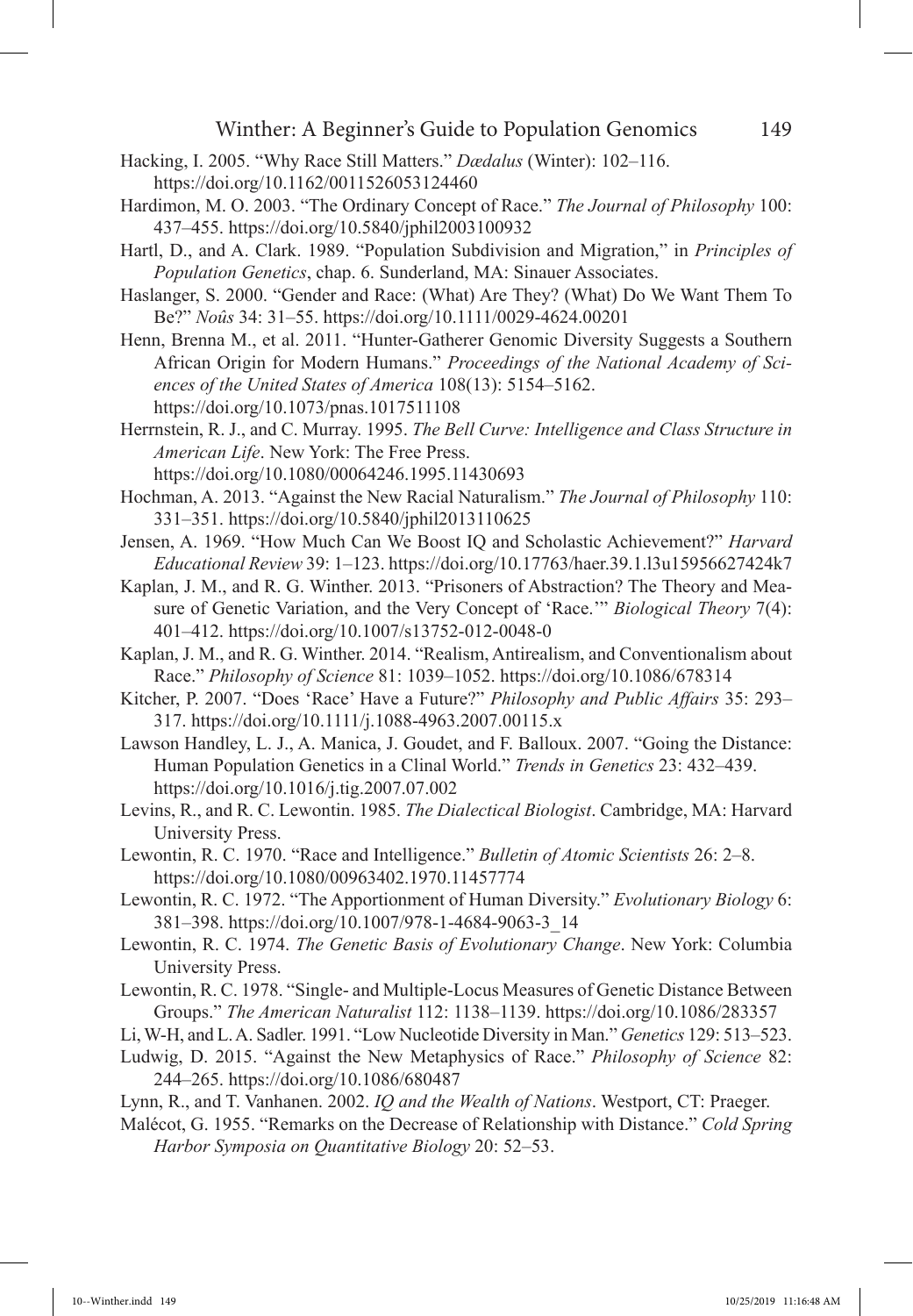Hacking, I. 2005. "Why Race Still Matters." *Dædalus* (Winter): 102–116. https://doi.org/10.1162/0011526053124460

Hardimon, M. O. 2003. "The Ordinary Concept of Race." *The Journal of Philosophy* 100: 437–455. https://doi.org/10.5840/jphil2003100932

Hartl, D., and A. Clark. 1989. "Population Subdivision and Migration," in *Principles of Population Genetics*, chap. 6. Sunderland, MA: Sinauer Associates.

Haslanger, S. 2000. "Gender and Race: (What) Are They? (What) Do We Want Them To Be?" *Noûs* 34: 31–55. https://doi.org/10.1111/0029-4624.00201

Henn, Brenna M., et al. 2011. "Hunter-Gatherer Genomic Diversity Suggests a Southern African Origin for Modern Humans." *Proceedings of the National Academy of Sciences of the United States of America* 108(13): 5154–5162. https://doi.org/10.1073/pnas.1017511108

Herrnstein, R. J., and C. Murray. 1995. *The Bell Curve: Intelligence and Class Structure in American Life*. New York: The Free Press. https://doi.org/10.1080/00064246.1995.11430693

Hochman, A. 2013. "Against the New Racial Naturalism." *The Journal of Philosophy* 110: 331–351. https://doi.org/10.5840/jphil2013110625

Jensen, A. 1969. "How Much Can We Boost IQ and Scholastic Achievement?" *Harvard Educational Review* 39: 1–123. https://doi.org/10.17763/haer.39.1.l3u15956627424k7

Kaplan, J. M., and R. G. Winther. 2013. "Prisoners of Abstraction? The Theory and Measure of Genetic Variation, and the Very Concept of 'Race.'" *Biological Theory* 7(4): 401–412. https://doi.org/10.1007/s13752-012-0048-0

Kaplan, J. M., and R. G. Winther. 2014. "Realism, Antirealism, and Conventionalism about Race." *Philosophy of Science* 81: 1039–1052. https://doi.org/10.1086/678314

Kitcher, P. 2007. "Does 'Race' Have a Future?" *Philosophy and Public Affairs* 35: 293–317. https://doi.org/10.1111/j.1088-4963.2007.00115.x

Lawson Handley, L. J., A. Manica, J. Goudet, and F. Balloux. 2007. "Going the Distance: Human Population Genetics in a Clinal World." *Trends in Genetics* 23: 432–439. https://doi.org/10.1016/j.tig.2007.07.002

Levins, R., and R. C. Lewontin. 1985. *The Dialectical Biologist*. Cambridge, MA: Harvard University Press.

Lewontin, R. C. 1970. "Race and Intelligence." *Bulletin of Atomic Scientists* 26: 2–8. https://doi.org/10.1080/00963402.1970.11457774

Lewontin, R. C. 1972. "The Apportionment of Human Diversity." *Evolutionary Biology* 6: 381–398. https://doi.org/10.1007/978-1-4684-9063-3_14

Lewontin, R. C. 1974. *The Genetic Basis of Evolutionary Change*. New York: Columbia University Press.

Lewontin, R. C. 1978. "Single- and Multiple-Locus Measures of Genetic Distance Between Groups." *The American Naturalist* 112: 1138–1139. https://doi.org/10.1086/283357

Li, W-H, and L. A. Sadler. 1991. "Low Nucleotide Diversity in Man." *Genetics* 129: 513–523.

Ludwig, D. 2015. "Against the New Metaphysics of Race." *Philosophy of Science* 82: 244–265. https://doi.org/10.1086/680487

Lynn, R., and T. Vanhanen. 2002. *IQ and the Wealth of Nations*. Westport, CT: Praeger.

Malécot, G. 1955. "Remarks on the Decrease of Relationship with Distance." *Cold Spring Harbor Symposia on Quantitative Biology* 20: 52–53.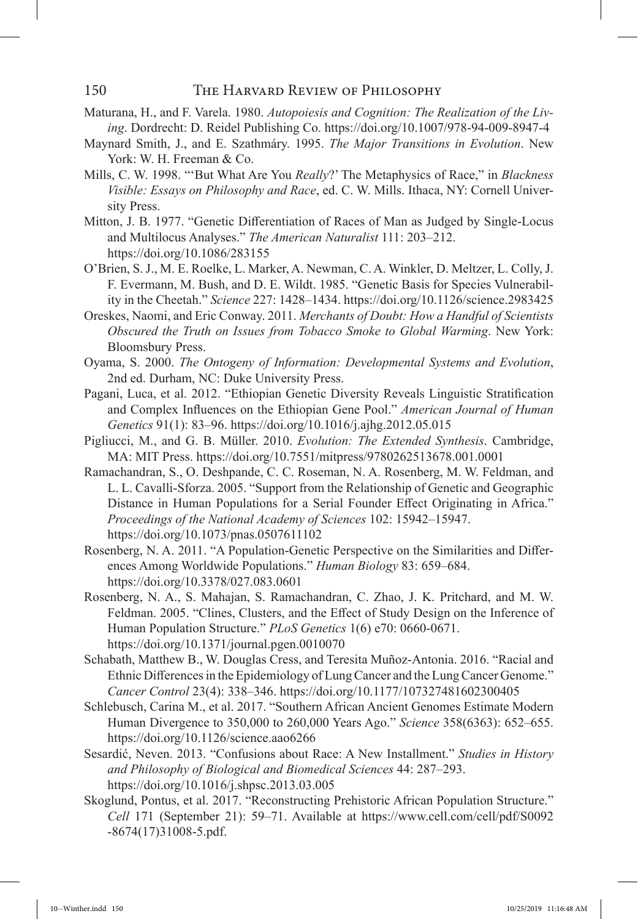Maturana, H., and F. Varela. 1980. *Autopoiesis and Cognition: The Realization of the Living*. Dordrecht: D. Reidel Publishing Co. https://doi.org/10.1007/978-94-009-8947-4

Maynard Smith, J., and E. Szathmáry. 1995. *The Major Transitions in Evolution*. New York: W. H. Freeman & Co.

Mills, C. W. 1998. "'But What Are You *Really*?' The Metaphysics of Race," in *Blackness Visible: Essays on Philosophy and Race*, ed. C. W. Mills. Ithaca, NY: Cornell University Press.

Mitton, J. B. 1977. "Genetic Differentiation of Races of Man as Judged by Single-Locus and Multilocus Analyses." *The American Naturalist* 111: 203–212. https://doi.org/10.1086/283155

O'Brien, S. J., M. E. Roelke, L. Marker, A. Newman, C. A. Winkler, D. Meltzer, L. Colly, J. F. Evermann, M. Bush, and D. E. Wildt. 1985. "Genetic Basis for Species Vulnerability in the Cheetah." *Science* 227: 1428–1434. https://doi.org/10.1126/science.2983425

Oreskes, Naomi, and Eric Conway. 2011. *Merchants of Doubt: How a Handful of Scientists Obscured the Truth on Issues from Tobacco Smoke to Global Warming*. New York: Bloomsbury Press.

Oyama, S. 2000. *The Ontogeny of Information: Developmental Systems and Evolution*, 2nd ed. Durham, NC: Duke University Press.

Pagani, Luca, et al. 2012. "Ethiopian Genetic Diversity Reveals Linguistic Stratification and Complex Influences on the Ethiopian Gene Pool." *American Journal of Human Genetics* 91(1): 83–96. https://doi.org/10.1016/j.ajhg.2012.05.015

Pigliucci, M., and G. B. Müller. 2010. *Evolution: The Extended Synthesis*. Cambridge, MA: MIT Press. https://doi.org/10.7551/mitpress/9780262513678.001.0001

Ramachandran, S., O. Deshpande, C. C. Roseman, N. A. Rosenberg, M. W. Feldman, and L. L. Cavalli-Sforza. 2005. "Support from the Relationship of Genetic and Geographic Distance in Human Populations for a Serial Founder Effect Originating in Africa." *Proceedings of the National Academy of Sciences* 102: 15942–15947. https://doi.org/10.1073/pnas.0507611102

Rosenberg, N. A. 2011. "A Population-Genetic Perspective on the Similarities and Differences Among Worldwide Populations." *Human Biology* 83: 659–684. https://doi.org/10.3378/027.083.0601

Rosenberg, N. A., S. Mahajan, S. Ramachandran, C. Zhao, J. K. Pritchard, and M. W. Feldman. 2005. "Clines, Clusters, and the Effect of Study Design on the Inference of Human Population Structure." *PLoS Genetics* 1(6) e70: 0660-0671. https://doi.org/10.1371/journal.pgen.0010070

Schabath, Matthew B., W. Douglas Cress, and Teresita Muñoz-Antonia. 2016. "Racial and Ethnic Differences in the Epidemiology of Lung Cancer and the Lung Cancer Genome." *Cancer Control* 23(4): 338–346. https://doi.org/10.1177/107327481602300405

Schlebusch, Carina M., et al. 2017. "Southern African Ancient Genomes Estimate Modern Human Divergence to 350,000 to 260,000 Years Ago." *Science* 358(6363): 652–655. https://doi.org/10.1126/science.aao6266

Sesardić, Neven. 2013. "Confusions about Race: A New Installment." *Studies in History and Philosophy of Biological and Biomedical Sciences* 44: 287–293. https://doi.org/10.1016/j.shpsc.2013.03.005

Skoglund, Pontus, et al. 2017. "Reconstructing Prehistoric African Population Structure." *Cell* 171 (September 21): 59–71. Available at https://www.cell.com/cell/pdf/S0092-8674(17)31008-5.pdf.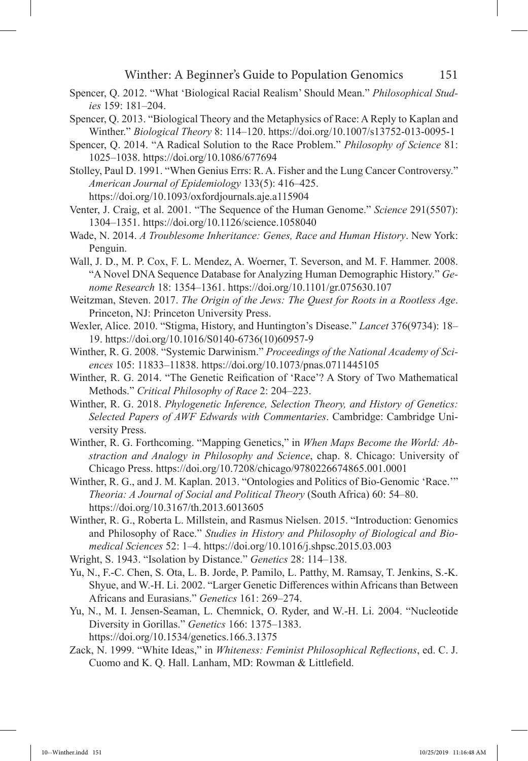Spencer, Q. 2012. "What 'Biological Racial Realism' Should Mean." *Philosophical Studies* 159: 181–204.

Spencer, Q. 2013. "Biological Theory and the Metaphysics of Race: A Reply to Kaplan and Winther." *Biological Theory* 8: 114–120. https://doi.org/10.1007/s13752-013-0095-1

Spencer, Q. 2014. "A Radical Solution to the Race Problem." *Philosophy of Science* 81: 1025–1038. https://doi.org/10.1086/677694

Stolley, Paul D. 1991. "When Genius Errs: R. A. Fisher and the Lung Cancer Controversy." *American Journal of Epidemiology* 133(5): 416–425. https://doi.org/10.1093/oxfordjournals.aje.a115904

Venter, J. Craig, et al. 2001. "The Sequence of the Human Genome." *Science* 291(5507): 1304–1351. https://doi.org/10.1126/science.1058040

Wade, N. 2014. *A Troublesome Inheritance: Genes, Race and Human History*. New York: Penguin.

Wall, J. D., M. P. Cox, F. L. Mendez, A. Woerner, T. Severson, and M. F. Hammer. 2008. "A Novel DNA Sequence Database for Analyzing Human Demographic History." *Genome Research* 18: 1354–1361. https://doi.org/10.1101/gr.075630.107

Weitzman, Steven. 2017. *The Origin of the Jews: The Quest for Roots in a Rootless Age*. Princeton, NJ: Princeton University Press.

Wexler, Alice. 2010. "Stigma, History, and Huntington's Disease." *Lancet* 376(9734): 18–19. https://doi.org/10.1016/S0140-6736(10)60957-9

Winther, R. G. 2008. "Systemic Darwinism." *Proceedings of the National Academy of Sciences* 105: 11833–11838. https://doi.org/10.1073/pnas.0711445105

Winther, R. G. 2014. "The Genetic Reification of 'Race'? A Story of Two Mathematical Methods." *Critical Philosophy of Race* 2: 204–223.

Winther, R. G. 2018. *Phylogenetic Inference, Selection Theory, and History of Genetics: Selected Papers of AWF Edwards with Commentaries*. Cambridge: Cambridge University Press.

Winther, R. G. Forthcoming. "Mapping Genetics," in *When Maps Become the World: Abstraction and Analogy in Philosophy and Science*, chap. 8. Chicago: University of Chicago Press. https://doi.org/10.7208/chicago/9780226674865.001.0001

Winther, R. G., and J. M. Kaplan. 2013. "Ontologies and Politics of Bio-Genomic 'Race.'" *Theoria: A Journal of Social and Political Theory* (South Africa) 60: 54–80. https://doi.org/10.3167/th.2013.6013605

Winther, R. G., Roberta L. Millstein, and Rasmus Nielsen. 2015. "Introduction: Genomics and Philosophy of Race." *Studies in History and Philosophy of Biological and Biomedical Sciences* 52: 1–4. https://doi.org/10.1016/j.shpsc.2015.03.003

Wright, S. 1943. "Isolation by Distance." *Genetics* 28: 114–138.

Yu, N., F.-C. Chen, S. Ota, L. B. Jorde, P. Pamilo, L. Patthy, M. Ramsay, T. Jenkins, S.-K. Shyue, and W.-H. Li. 2002. "Larger Genetic Differences within Africans than Between Africans and Eurasians." *Genetics* 161: 269–274.

Yu, N., M. I. Jensen-Seaman, L. Chemnick, O. Ryder, and W.-H. Li. 2004. "Nucleotide Diversity in Gorillas." *Genetics* 166: 1375–1383. https://doi.org/10.1534/genetics.166.3.1375

Zack, N. 1999. "White Ideas," in *Whiteness: Feminist Philosophical Reflections*, ed. C. J. Cuomo and K. Q. Hall. Lanham, MD: Rowman & Littlefield.